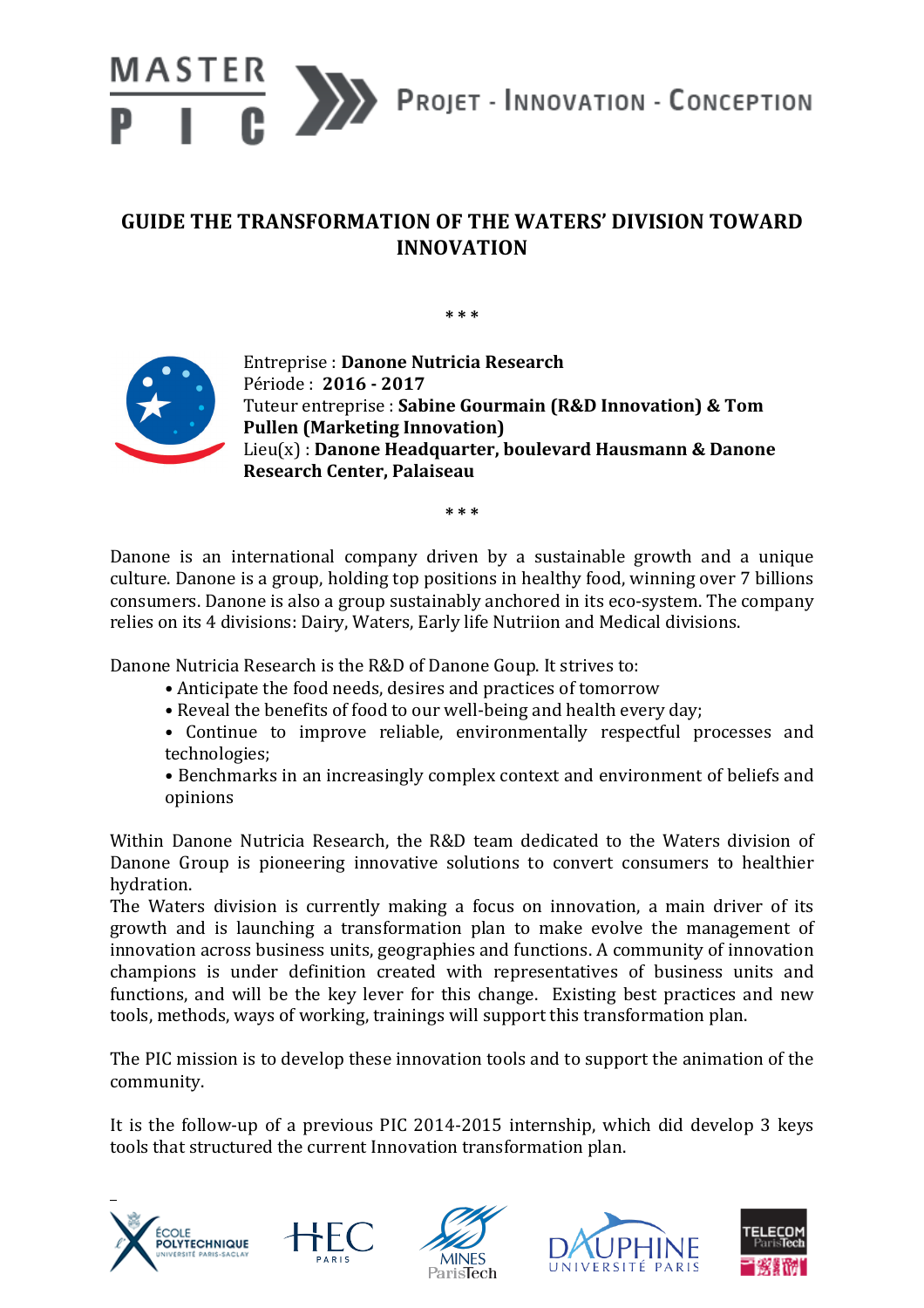MASTER PIC — Projet - Innovation - Conception

# GUIDE THE TRANSFORMATION OF THE WATERS' DIVISION TOWARD INNOVATION

\* \* \*

Entreprise : **Danone Nutricia Research**
Période : **2016 - 2017**
Tuteur entreprise : **Sabine Gourmain (R&D Innovation) & Tom Pullen (Marketing Innovation)**
Lieu(x) : **Danone Headquarter, boulevard Hausmann & Danone Research Center, Palaiseau**

\* \* \*

Danone is an international company driven by a sustainable growth and a unique culture. Danone is a group, holding top positions in healthy food, winning over 7 billions consumers. Danone is also a group sustainably anchored in its eco-system. The company relies on its 4 divisions: Dairy, Waters, Early life Nutriion and Medical divisions.

Danone Nutricia Research is the R&D of Danone Goup. It strives to:

- Anticipate the food needs, desires and practices of tomorrow
- Reveal the benefits of food to our well-being and health every day;
- Continue to improve reliable, environmentally respectful processes and technologies;
- Benchmarks in an increasingly complex context and environment of beliefs and opinions

Within Danone Nutricia Research, the R&D team dedicated to the Waters division of Danone Group is pioneering innovative solutions to convert consumers to healthier hydration.
The Waters division is currently making a focus on innovation, a main driver of its growth and is launching a transformation plan to make evolve the management of innovation across business units, geographies and functions. A community of innovation champions is under definition created with representatives of business units and functions, and will be the key lever for this change. Existing best practices and new tools, methods, ways of working, trainings will support this transformation plan.

The PIC mission is to develop these innovation tools and to support the animation of the community.

It is the follow-up of a previous PIC 2014-2015 internship, which did develop 3 keys tools that structured the current Innovation transformation plan.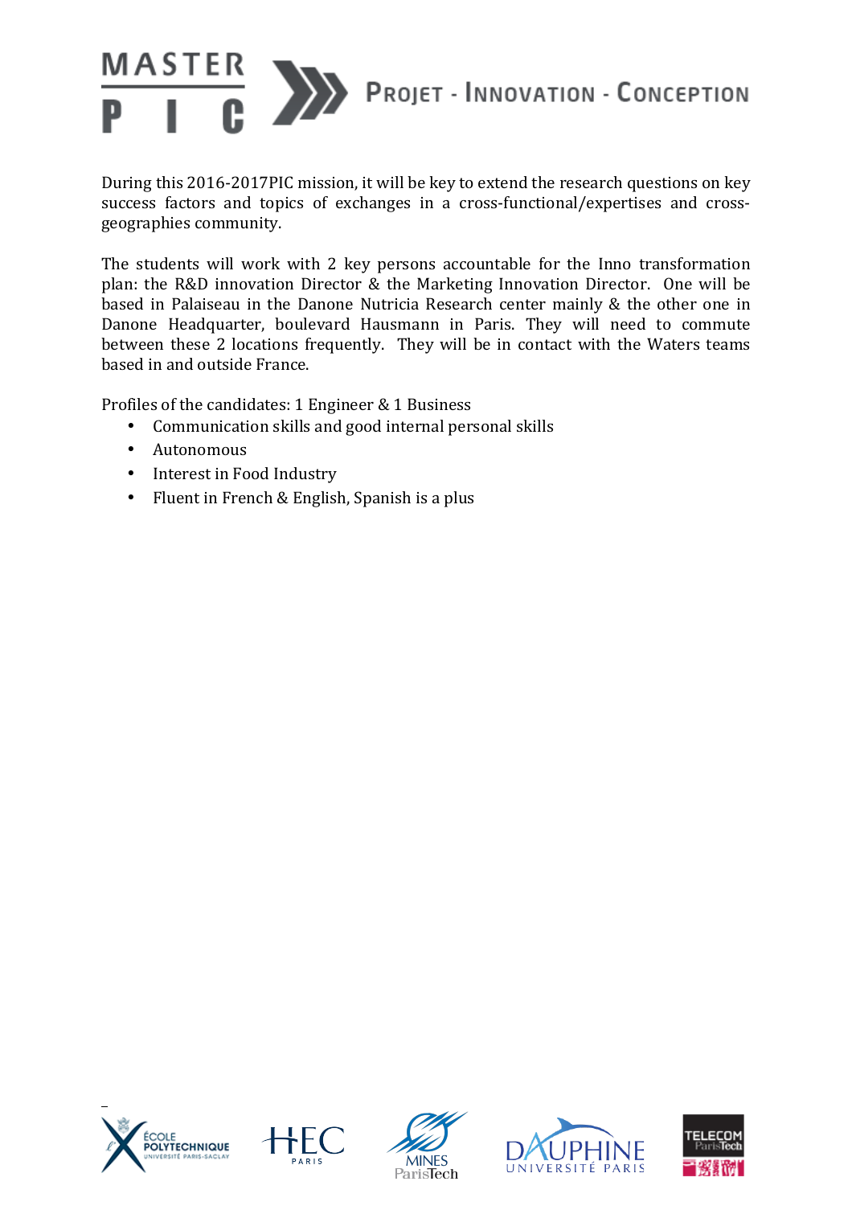During this 2016-2017PIC mission, it will be key to extend the research questions on key success factors and topics of exchanges in a cross-functional/expertises and cross-geographies community.

The students will work with 2 key persons accountable for the Inno transformation plan: the R&D innovation Director & the Marketing Innovation Director. One will be based in Palaiseau in the Danone Nutricia Research center mainly & the other one in Danone Headquarter, boulevard Hausmann in Paris. They will need to commute between these 2 locations frequently. They will be in contact with the Waters teams based in and outside France.

Profiles of the candidates: 1 Engineer & 1 Business

- Communication skills and good internal personal skills
- Autonomous
- Interest in Food Industry
- Fluent in French & English, Spanish is a plus